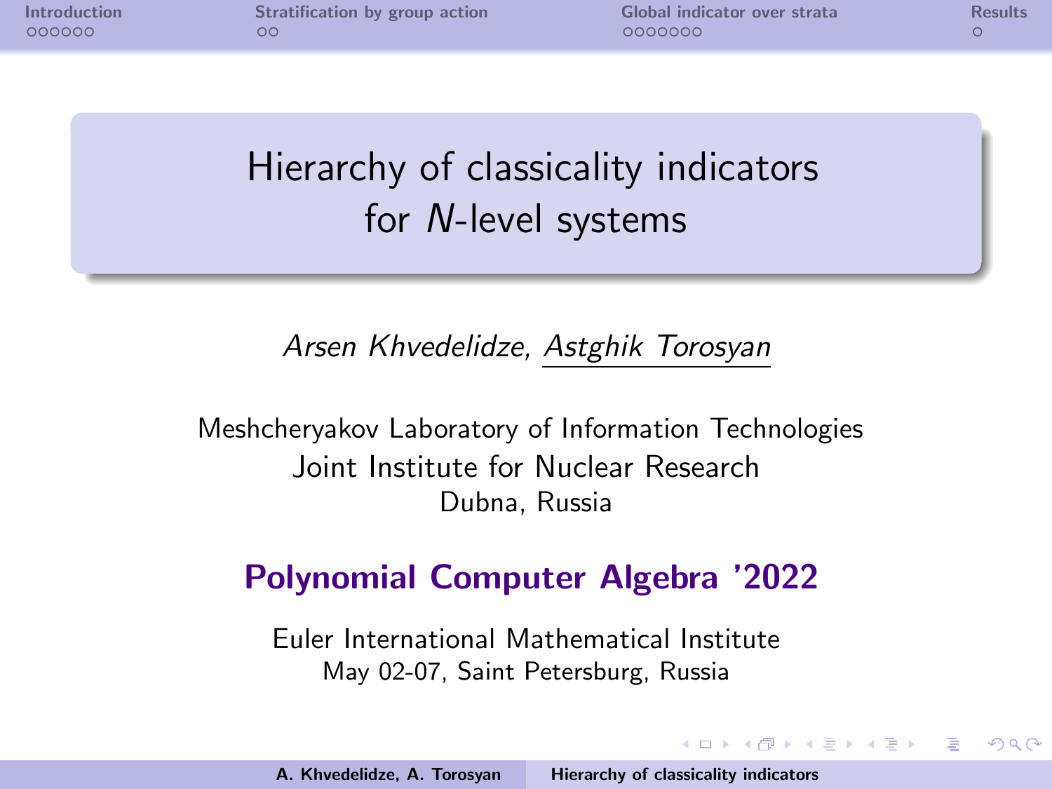# Hierarchy of classicality indicators for $N$-level systems

*Arsen Khvedelidze, Astghik Torosyan*

Meshcheryakov Laboratory of Information Technologies
Joint Institute for Nuclear Research
Dubna, Russia

**Polynomial Computer Algebra '2022**

Euler International Mathematical Institute
May 02-07, Saint Petersburg, Russia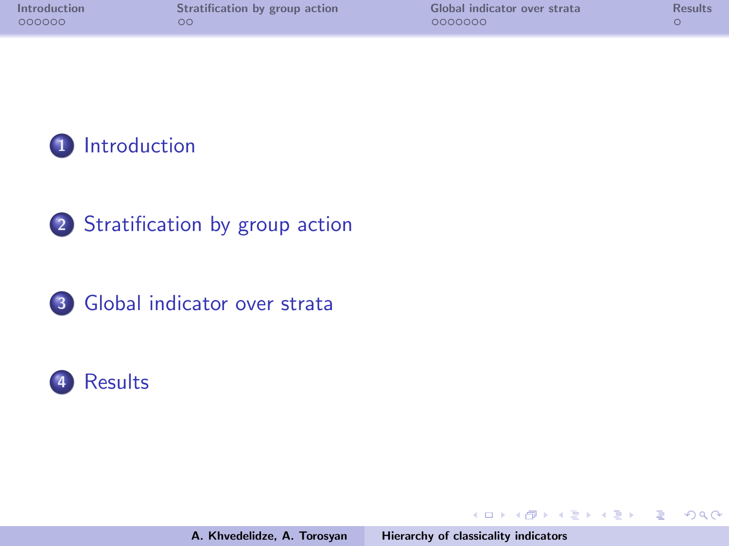1. Introduction
2. Stratification by group action
3. Global indicator over strata
4. Results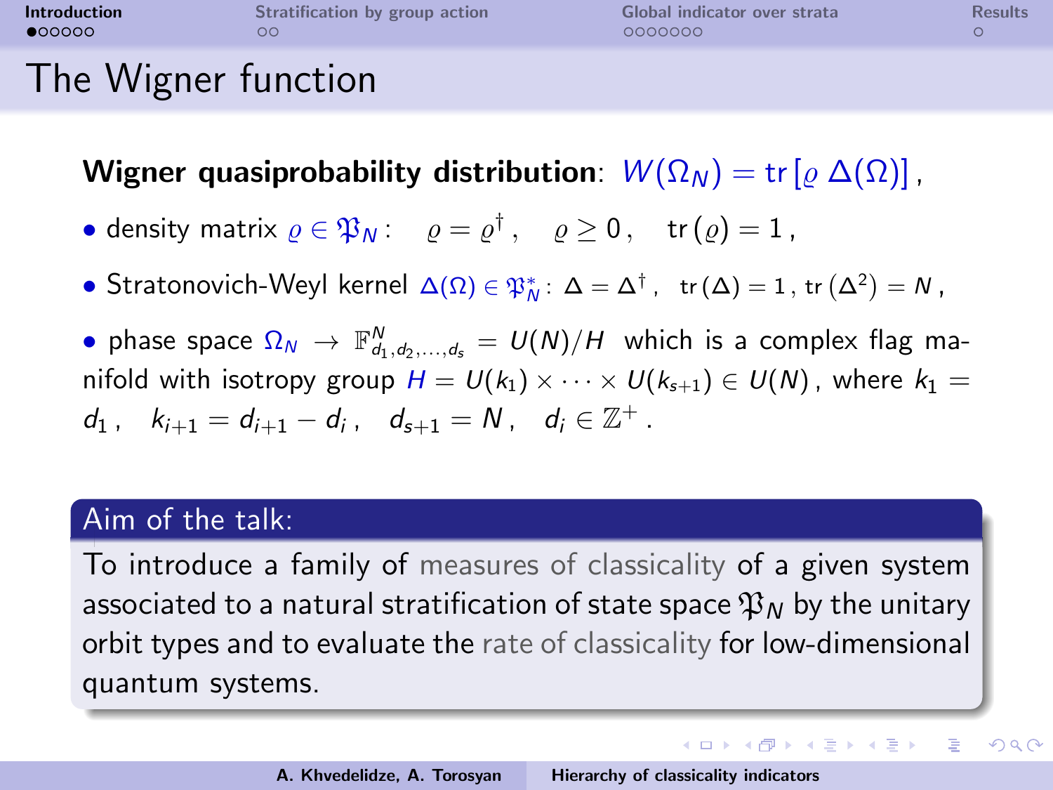# The Wigner function

**Wigner quasiprobability distribution**: $W(\Omega_N) = \mathrm{tr}\,[\varrho\, \Delta(\Omega)]\,,$

- density matrix $\varrho \in \mathfrak{P}_N$ : $\quad \varrho = \varrho^\dagger\,, \quad \varrho \geq 0\,, \quad \mathrm{tr}\,(\varrho) = 1\,,$
- Stratonovich-Weyl kernel $\Delta(\Omega) \in \mathfrak{P}^*_N$ : $\Delta = \Delta^\dagger\,,\ \ \mathrm{tr}\,(\Delta) = 1\,,\ \mathrm{tr}\,(\Delta^2) = N\,,$
- phase space $\Omega_N \ \rightarrow\ \mathbb{F}^N_{d_1,d_2,\dots,d_s} = U(N)/H$ which is a complex flag manifold with isotropy group $H = U(k_1) \times \cdots \times U(k_{s+1}) \in U(N)$, where $k_1 = d_1\,,\quad k_{i+1} = d_{i+1} - d_i\,,\quad d_{s+1} = N\,,\quad d_i \in \mathbb{Z}^+\,.$

**Aim of the talk:**

To introduce a family of measures of classicality of a given system associated to a natural stratification of state space $\mathfrak{P}_N$ by the unitary orbit types and to evaluate the rate of classicality for low-dimensional quantum systems.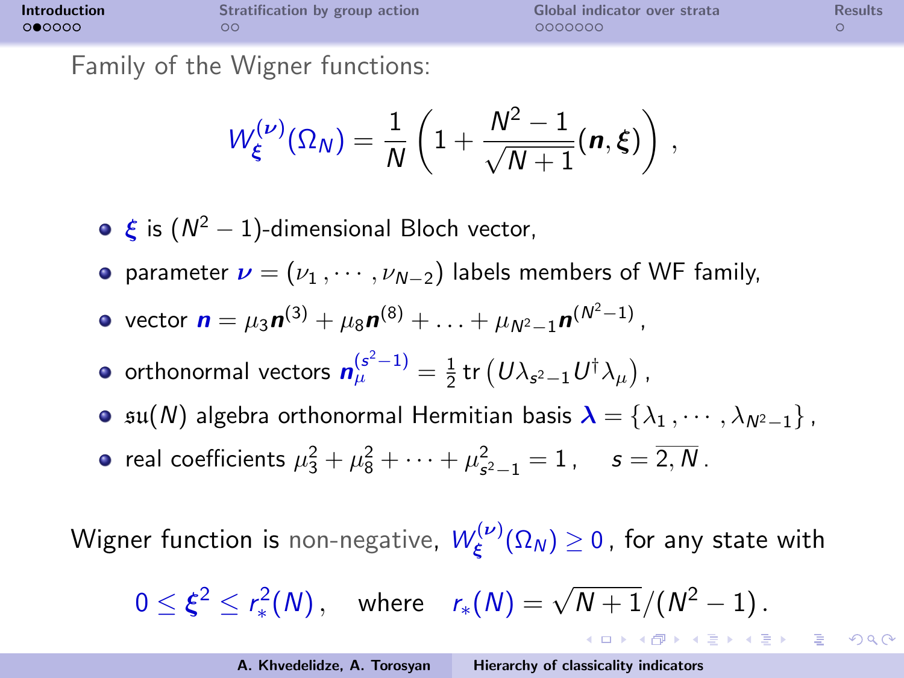Family of the Wigner functions:

$$W_{\boldsymbol{\xi}}^{(\boldsymbol{\nu})}(\Omega_N) = \frac{1}{N}\left(1 + \frac{N^2-1}{\sqrt{N+1}}(\boldsymbol{n}, \boldsymbol{\xi})\right),$$

- $\boldsymbol{\xi}$ is $(N^2-1)$-dimensional Bloch vector,
- parameter $\boldsymbol{\nu} = (\nu_1, \cdots, \nu_{N-2})$ labels members of WF family,
- vector $\boldsymbol{n} = \mu_3 \boldsymbol{n}^{(3)} + \mu_8 \boldsymbol{n}^{(8)} + \ldots + \mu_{N^2-1}\boldsymbol{n}^{(N^2-1)}$,
- orthonormal vectors $\boldsymbol{n}_\mu^{(s^2-1)} = \frac{1}{2}\operatorname{tr}\left(U\lambda_{s^2-1}U^\dagger\lambda_\mu\right)$,
- $\mathfrak{su}(N)$ algebra orthonormal Hermitian basis $\boldsymbol{\lambda} = \{\lambda_1, \cdots, \lambda_{N^2-1}\}$,
- real coefficients $\mu_3^2 + \mu_8^2 + \cdots + \mu_{s^2-1}^2 = 1$, $\quad s = \overline{2, N}$.

Wigner function is non-negative, $W_{\boldsymbol{\xi}}^{(\boldsymbol{\nu})}(\Omega_N) \geq 0$, for any state with

$$0 \leq \boldsymbol{\xi}^2 \leq r_*^2(N), \quad \text{where} \quad r_*(N) = \sqrt{N+1}/(N^2-1).$$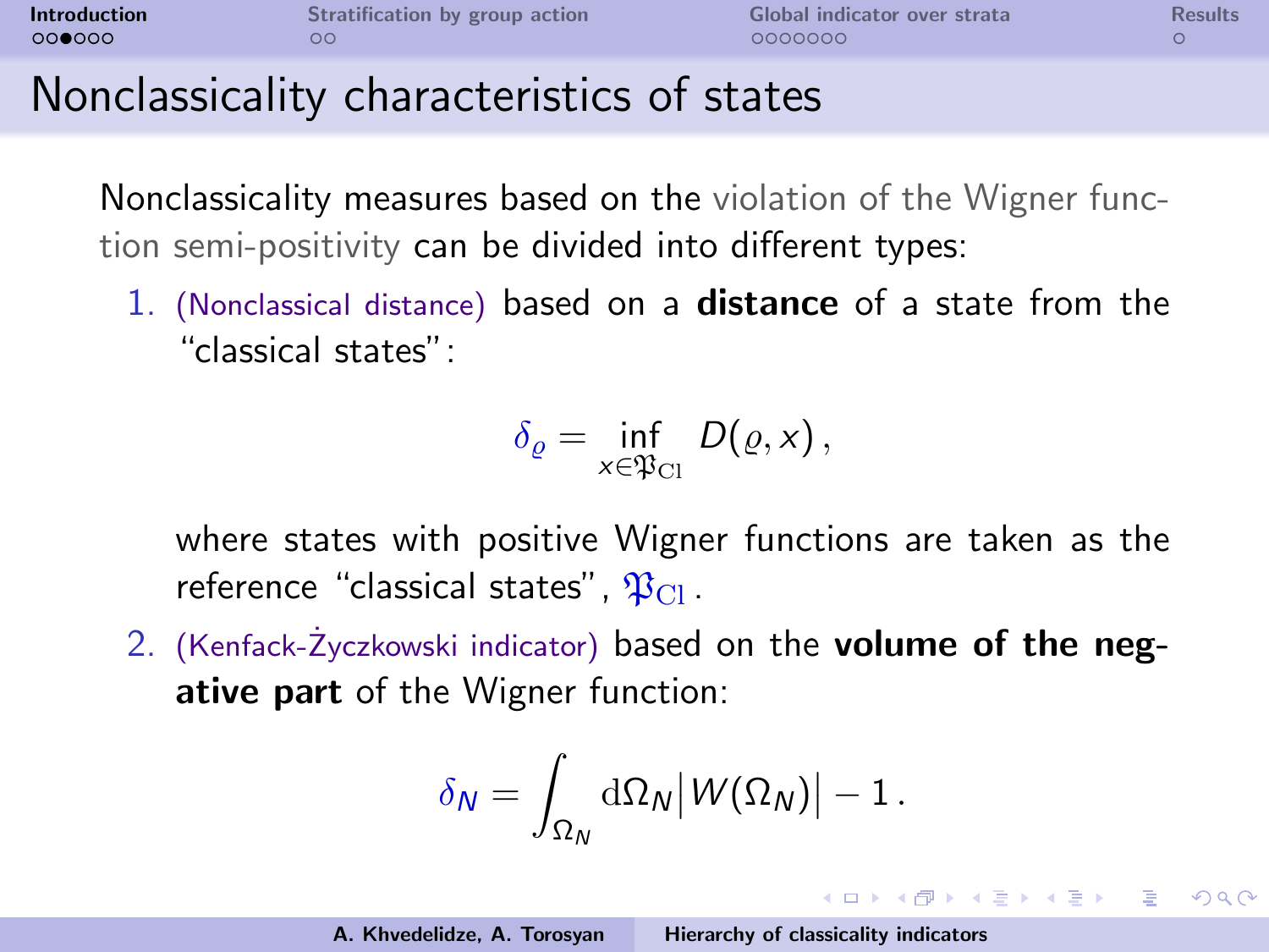# Nonclassicality characteristics of states

Nonclassicality measures based on the violation of the Wigner function semi-positivity can be divided into different types:

1. (Nonclassical distance) based on a **distance** of a state from the "classical states":

$$\delta_{\varrho} = \inf_{x \in \mathfrak{P}_{\mathrm{Cl}}} D(\varrho, x)\,,$$

   where states with positive Wigner functions are taken as the reference "classical states", $\mathfrak{P}_{\mathrm{Cl}}$ .

2. (Kenfack-Życzkowski indicator) based on the **volume of the negative part** of the Wigner function:

$$\delta_N = \int_{\Omega_N} \mathrm{d}\Omega_N \big| W(\Omega_N) \big| - 1\,.$$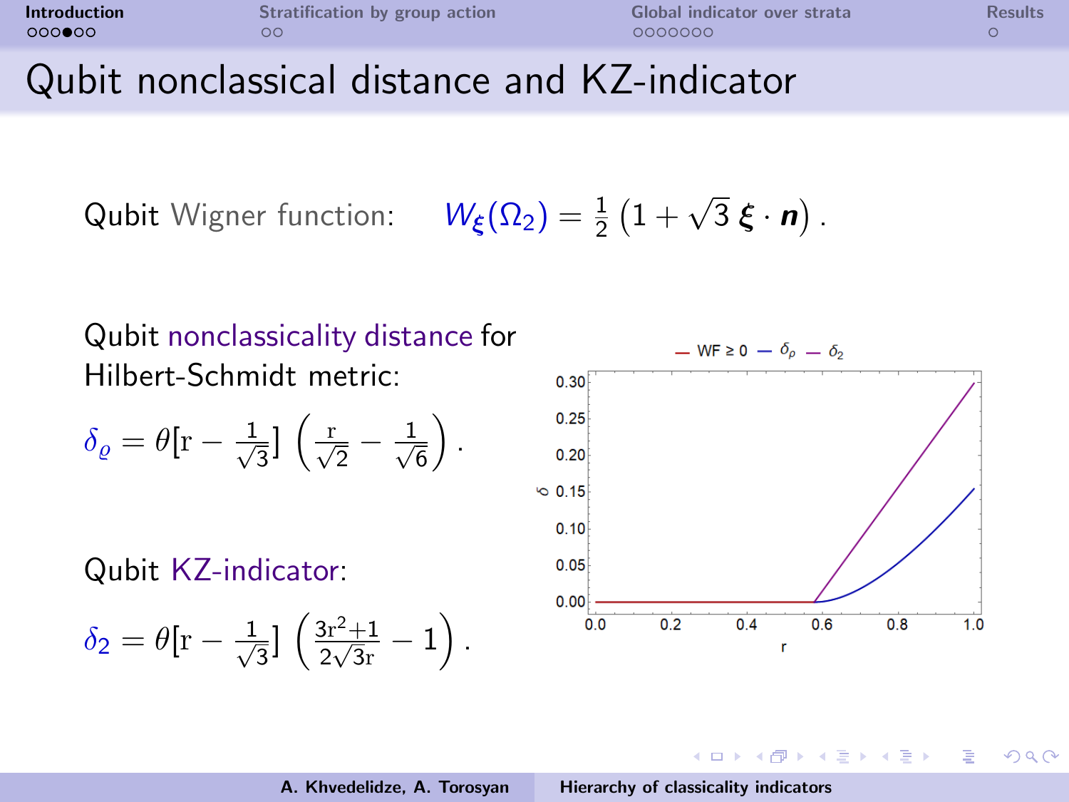# Qubit nonclassical distance and KZ-indicator

Qubit Wigner function: $W_{\xi}(\Omega_2) = \frac{1}{2}\left(1 + \sqrt{3}\,\boldsymbol{\xi}\cdot\boldsymbol{n}\right)$.

Qubit nonclassicality distance for Hilbert-Schmidt metric:

$$\delta_{\varrho} = \theta[\mathrm{r} - \tfrac{1}{\sqrt{3}}]\left(\frac{\mathrm{r}}{\sqrt{2}} - \frac{1}{\sqrt{6}}\right).$$

Qubit KZ-indicator:

$$\delta_2 = \theta[\mathrm{r} - \tfrac{1}{\sqrt{3}}]\left(\frac{3\mathrm{r}^2+1}{2\sqrt{3}\mathrm{r}} - 1\right).$$

— WF ≥ 0 — $\delta_\rho$ — $\delta_2$

$\delta$

0.00
0.05
0.10
0.15
0.20
0.25
0.30

0.0 0.2 0.4 0.6 0.8 1.0

r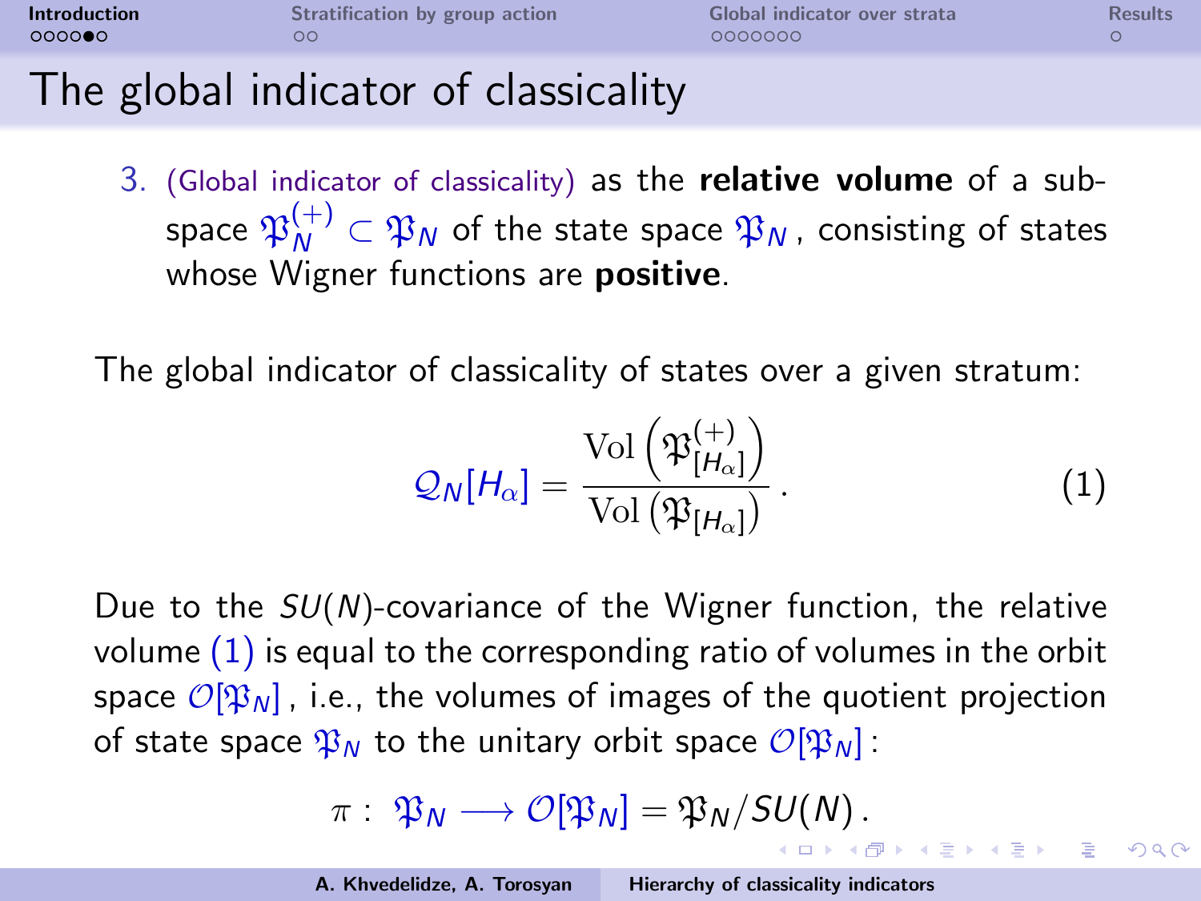# The global indicator of classicality

3. (Global indicator of classicality) as the **relative volume** of a subspace $\mathfrak{P}_N^{(+)} \subset \mathfrak{P}_N$ of the state space $\mathfrak{P}_N$, consisting of states whose Wigner functions are **positive**.

The global indicator of classicality of states over a given stratum:

$$\mathcal{Q}_N[H_\alpha] = \frac{\mathrm{Vol}\left(\mathfrak{P}^{(+)}_{[H_\alpha]}\right)}{\mathrm{Vol}\left(\mathfrak{P}_{[H_\alpha]}\right)} . \tag{1}$$

Due to the $SU(N)$-covariance of the Wigner function, the relative volume (1) is equal to the corresponding ratio of volumes in the orbit space $\mathcal{O}[\mathfrak{P}_N]$, i.e., the volumes of images of the quotient projection of state space $\mathfrak{P}_N$ to the unitary orbit space $\mathcal{O}[\mathfrak{P}_N]$:

$$\pi : \ \mathfrak{P}_N \longrightarrow \mathcal{O}[\mathfrak{P}_N] = \mathfrak{P}_N / SU(N) .$$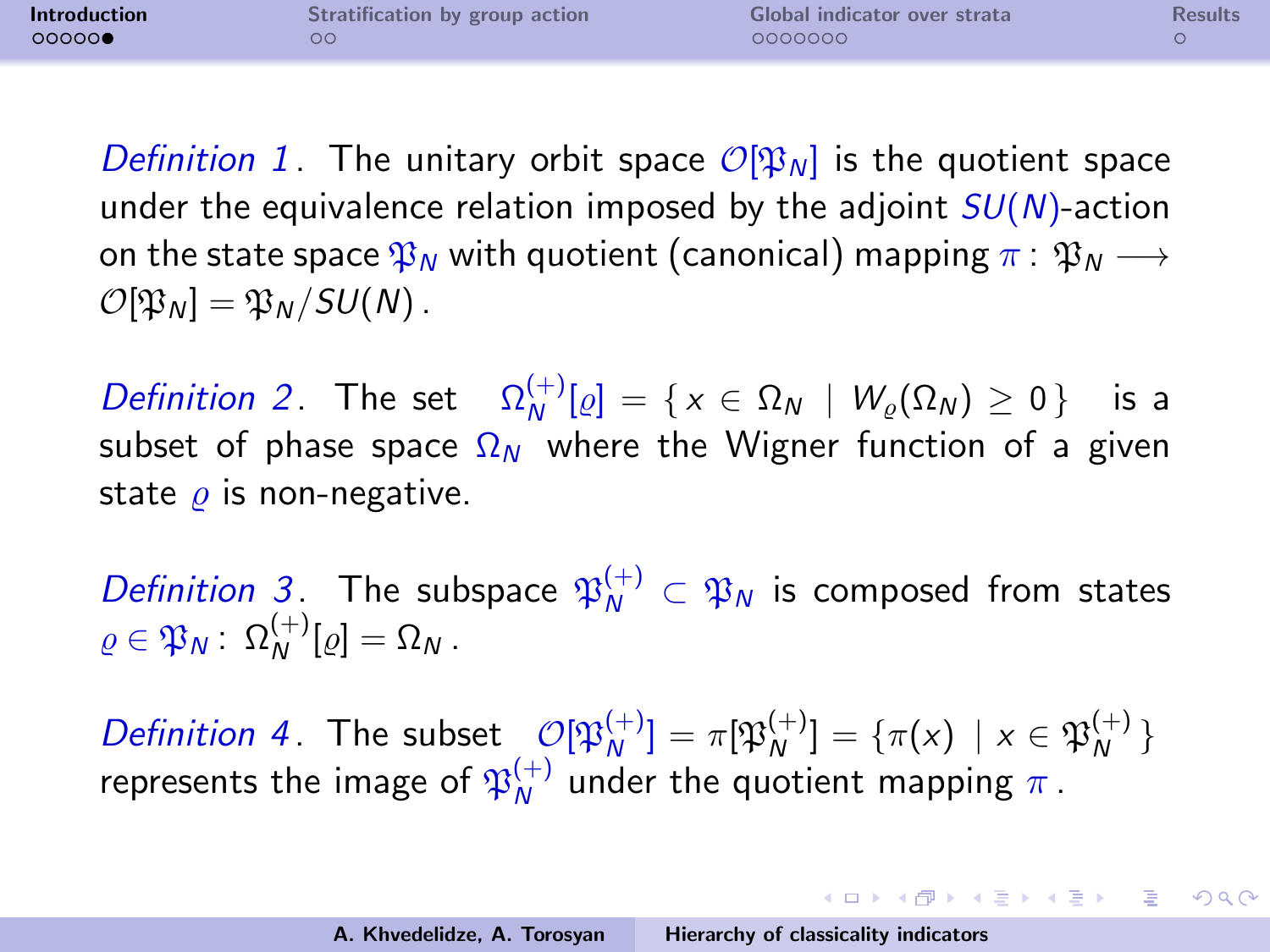*Definition 1*. The unitary orbit space $\mathcal{O}[\mathfrak{P}_N]$ is the quotient space under the equivalence relation imposed by the adjoint $SU(N)$-action on the state space $\mathfrak{P}_N$ with quotient (canonical) mapping $\pi : \mathfrak{P}_N \longrightarrow \mathcal{O}[\mathfrak{P}_N] = \mathfrak{P}_N / SU(N)$.

*Definition 2*. The set $\Omega_N^{(+)}[\varrho] = \{ x \in \Omega_N \mid W_\varrho(\Omega_N) \geq 0 \}$ is a subset of phase space $\Omega_N$ where the Wigner function of a given state $\varrho$ is non-negative.

*Definition 3*. The subspace $\mathfrak{P}_N^{(+)} \subset \mathfrak{P}_N$ is composed from states $\varrho \in \mathfrak{P}_N : \Omega_N^{(+)}[\varrho] = \Omega_N$.

*Definition 4*. The subset $\mathcal{O}[\mathfrak{P}_N^{(+)}] = \pi[\mathfrak{P}_N^{(+)}] = \{ \pi(x) \mid x \in \mathfrak{P}_N^{(+)} \}$ represents the image of $\mathfrak{P}_N^{(+)}$ under the quotient mapping $\pi$.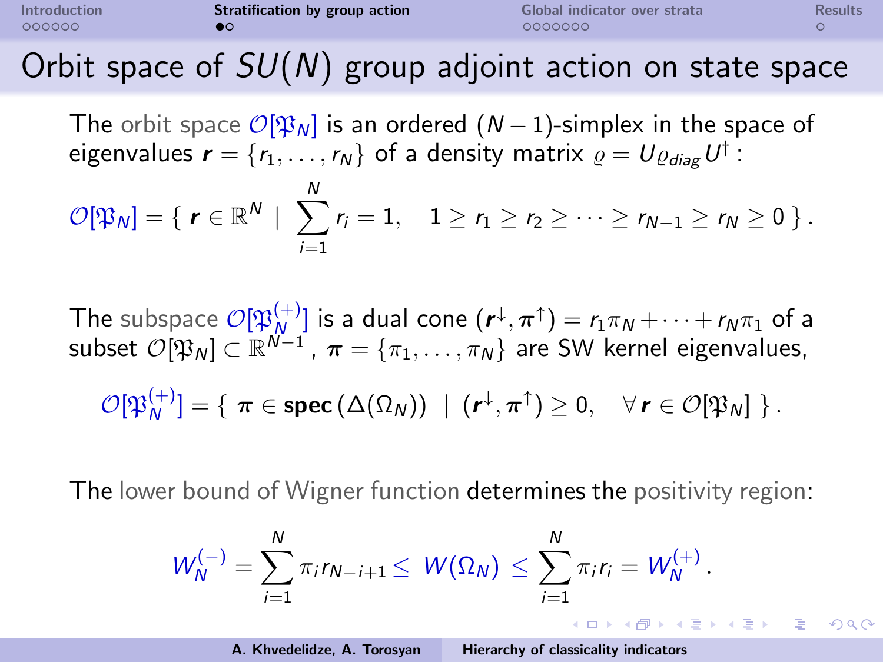# Orbit space of $SU(N)$ group adjoint action on state space

The orbit space $\mathcal{O}[\mathfrak{P}_N]$ is an ordered $(N-1)$-simplex in the space of eigenvalues $\boldsymbol{r} = \{r_1, \dots, r_N\}$ of a density matrix $\varrho = U \varrho_{diag} U^\dagger$ :

$$\mathcal{O}[\mathfrak{P}_N] = \{ \, \boldsymbol{r} \in \mathbb{R}^N \mid \sum_{i=1}^{N} r_i = 1, \quad 1 \geq r_1 \geq r_2 \geq \cdots \geq r_{N-1} \geq r_N \geq 0 \, \} .$$

The subspace $\mathcal{O}[\mathfrak{P}_N^{(+)}]$ is a dual cone $(\boldsymbol{r}^\downarrow, \boldsymbol{\pi}^\uparrow) = r_1 \pi_N + \cdots + r_N \pi_1$ of a subset $\mathcal{O}[\mathfrak{P}_N] \subset \mathbb{R}^{N-1}$, $\boldsymbol{\pi} = \{\pi_1, \dots, \pi_N\}$ are SW kernel eigenvalues,

$$\mathcal{O}[\mathfrak{P}_N^{(+)}] = \{ \, \boldsymbol{\pi} \in \mathbf{spec}\left(\Delta(\Omega_N)\right) \mid (\boldsymbol{r}^\downarrow, \boldsymbol{\pi}^\uparrow) \geq 0, \quad \forall \, \boldsymbol{r} \in \mathcal{O}[\mathfrak{P}_N] \, \} .$$

The lower bound of Wigner function determines the positivity region:

$$W_N^{(-)} = \sum_{i=1}^{N} \pi_i r_{N-i+1} \leq W(\Omega_N) \leq \sum_{i=1}^{N} \pi_i r_i = W_N^{(+)} .$$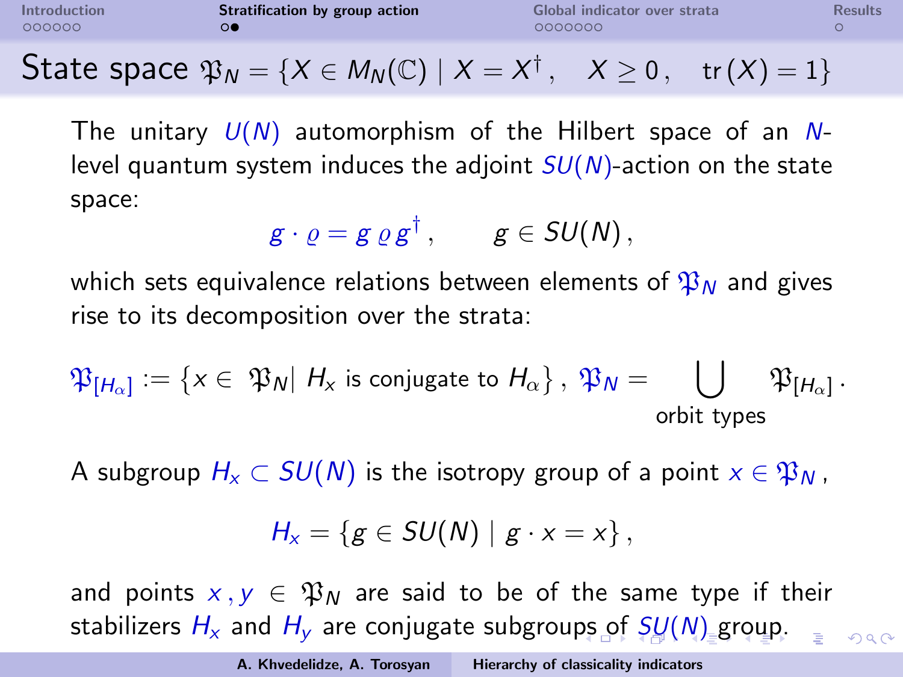# State space $\mathfrak{P}_N = \{X \in M_N(\mathbb{C}) \mid X = X^\dagger\,, \quad X \geq 0\,, \quad \operatorname{tr}(X) = 1\}$

The unitary $U(N)$ automorphism of the Hilbert space of an $N$-level quantum system induces the adjoint $SU(N)$-action on the state space:

$$g \cdot \varrho = g\,\varrho\,g^\dagger\,, \qquad g \in SU(N)\,,$$

which sets equivalence relations between elements of $\mathfrak{P}_N$ and gives rise to its decomposition over the strata:

$$\mathfrak{P}_{[H_\alpha]} := \left\{x \in \mathfrak{P}_N \mid H_x \text{ is conjugate to } H_\alpha\right\}, \; \mathfrak{P}_N = \bigcup_{\text{orbit types}} \mathfrak{P}_{[H_\alpha]}\,.$$

A subgroup $H_x \subset SU(N)$ is the isotropy group of a point $x \in \mathfrak{P}_N$,

$$H_x = \{g \in SU(N) \mid g \cdot x = x\}\,,$$

and points $x\,, y \in \mathfrak{P}_N$ are said to be of the same type if their stabilizers $H_x$ and $H_y$ are conjugate subgroups of $SU(N)$ group.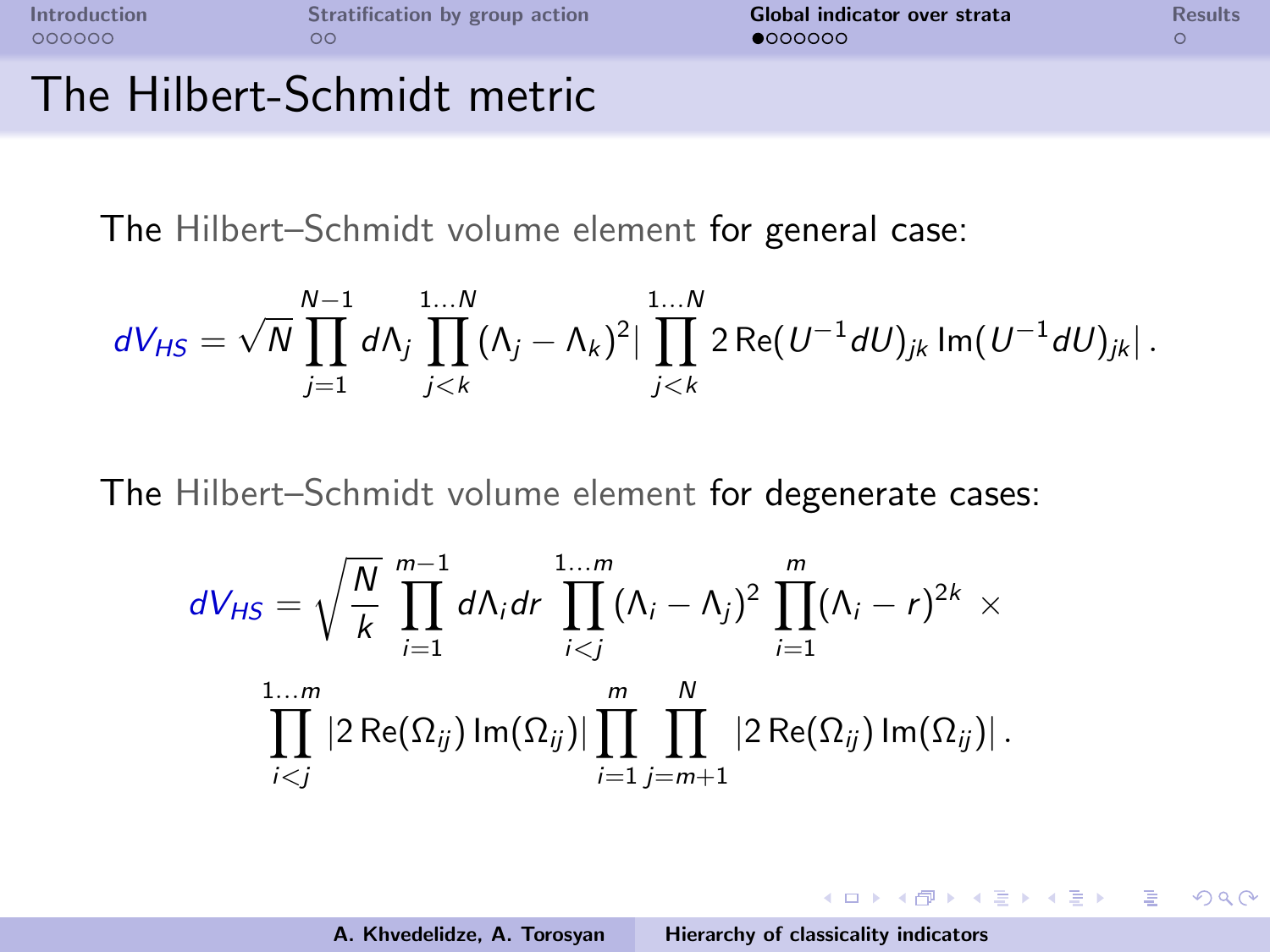# The Hilbert-Schmidt metric

The Hilbert–Schmidt volume element for general case:

$$dV_{HS} = \sqrt{N} \prod_{j=1}^{N-1} d\Lambda_j \prod_{j<k}^{1\dots N} (\Lambda_j - \Lambda_k)^2 \left| \prod_{j<k}^{1\dots N} 2\,\mathrm{Re}(U^{-1}dU)_{jk}\,\mathrm{Im}(U^{-1}dU)_{jk} \right| .$$

The Hilbert–Schmidt volume element for degenerate cases:

$$dV_{HS} = \sqrt{\frac{N}{k}} \prod_{i=1}^{m-1} d\Lambda_i dr \prod_{i<j}^{1\dots m} (\Lambda_i - \Lambda_j)^2 \prod_{i=1}^{m} (\Lambda_i - r)^{2k} \times$$

$$\prod_{i<j}^{1\dots m} |2\,\mathrm{Re}(\Omega_{ij})\,\mathrm{Im}(\Omega_{ij})| \prod_{i=1}^{m} \prod_{j=m+1}^{N} |2\,\mathrm{Re}(\Omega_{ij})\,\mathrm{Im}(\Omega_{ij})| .$$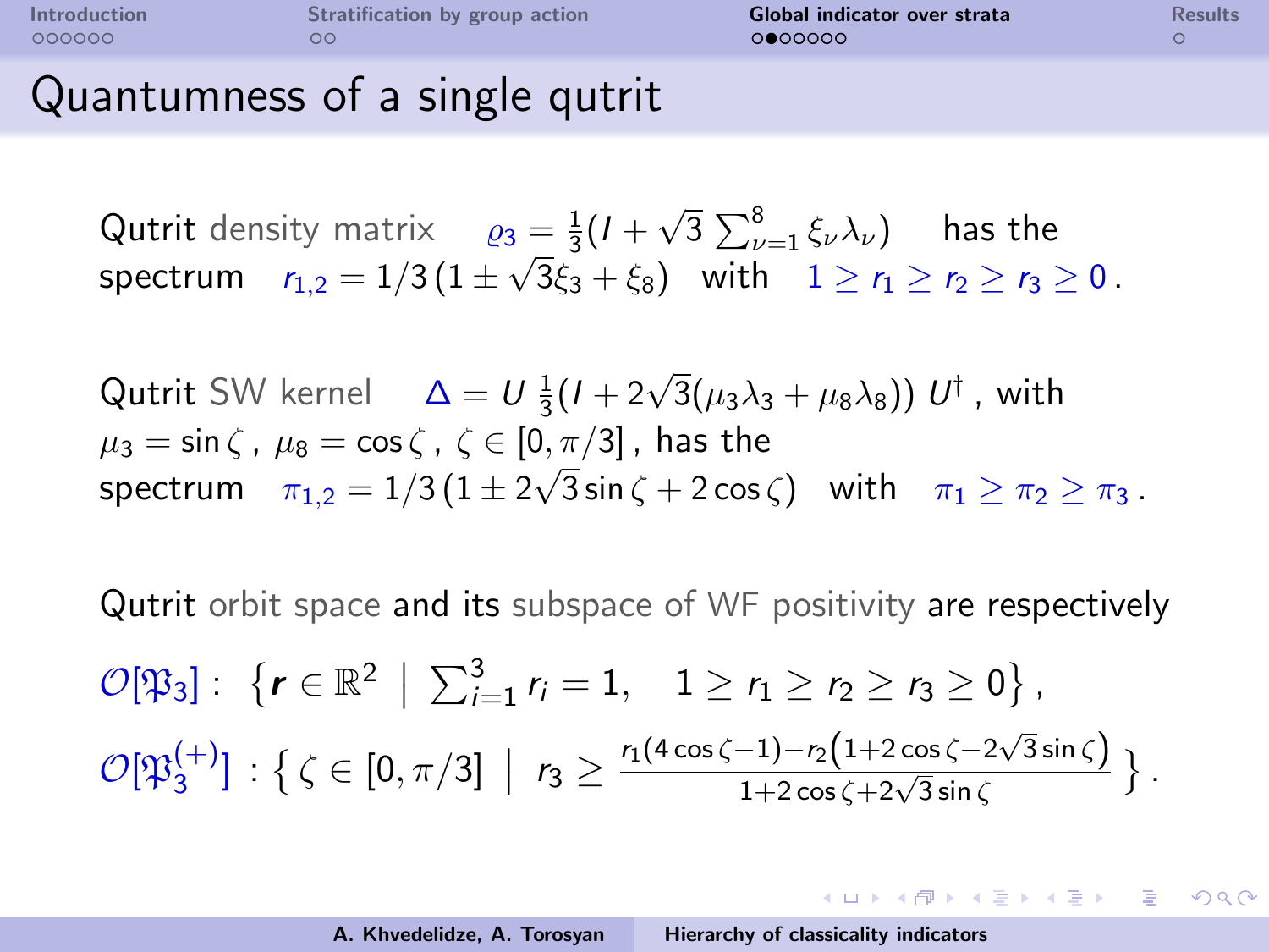# Quantumness of a single qutrit

Qutrit density matrix $\varrho_3 = \frac{1}{3}(I + \sqrt{3}\sum_{\nu=1}^{8} \xi_\nu \lambda_\nu)$ has the spectrum $r_{1,2} = 1/3\,(1 \pm \sqrt{3}\xi_3 + \xi_8)$ with $1 \geq r_1 \geq r_2 \geq r_3 \geq 0\,.$

Qutrit SW kernel $\Delta = U\,\frac{1}{3}(I + 2\sqrt{3}(\mu_3\lambda_3 + \mu_8\lambda_8))\,U^\dagger$, with $\mu_3 = \sin\zeta$, $\mu_8 = \cos\zeta$, $\zeta \in [0, \pi/3]$, has the spectrum $\pi_{1,2} = 1/3\,(1 \pm 2\sqrt{3}\sin\zeta + 2\cos\zeta)$ with $\pi_1 \geq \pi_2 \geq \pi_3\,.$

Qutrit orbit space and its subspace of WF positivity are respectively

$$\mathcal{O}[\mathfrak{P}_3] : \ \left\{ \boldsymbol{r} \in \mathbb{R}^2 \ \middle| \ \sum_{i=1}^{3} r_i = 1, \quad 1 \geq r_1 \geq r_2 \geq r_3 \geq 0 \right\},$$

$$\mathcal{O}[\mathfrak{P}_3^{(+)}] \ : \left\{ \zeta \in [0, \pi/3] \ \middle| \ r_3 \geq \frac{r_1(4\cos\zeta - 1) - r_2\big(1 + 2\cos\zeta - 2\sqrt{3}\sin\zeta\big)}{1 + 2\cos\zeta + 2\sqrt{3}\sin\zeta} \right\}.$$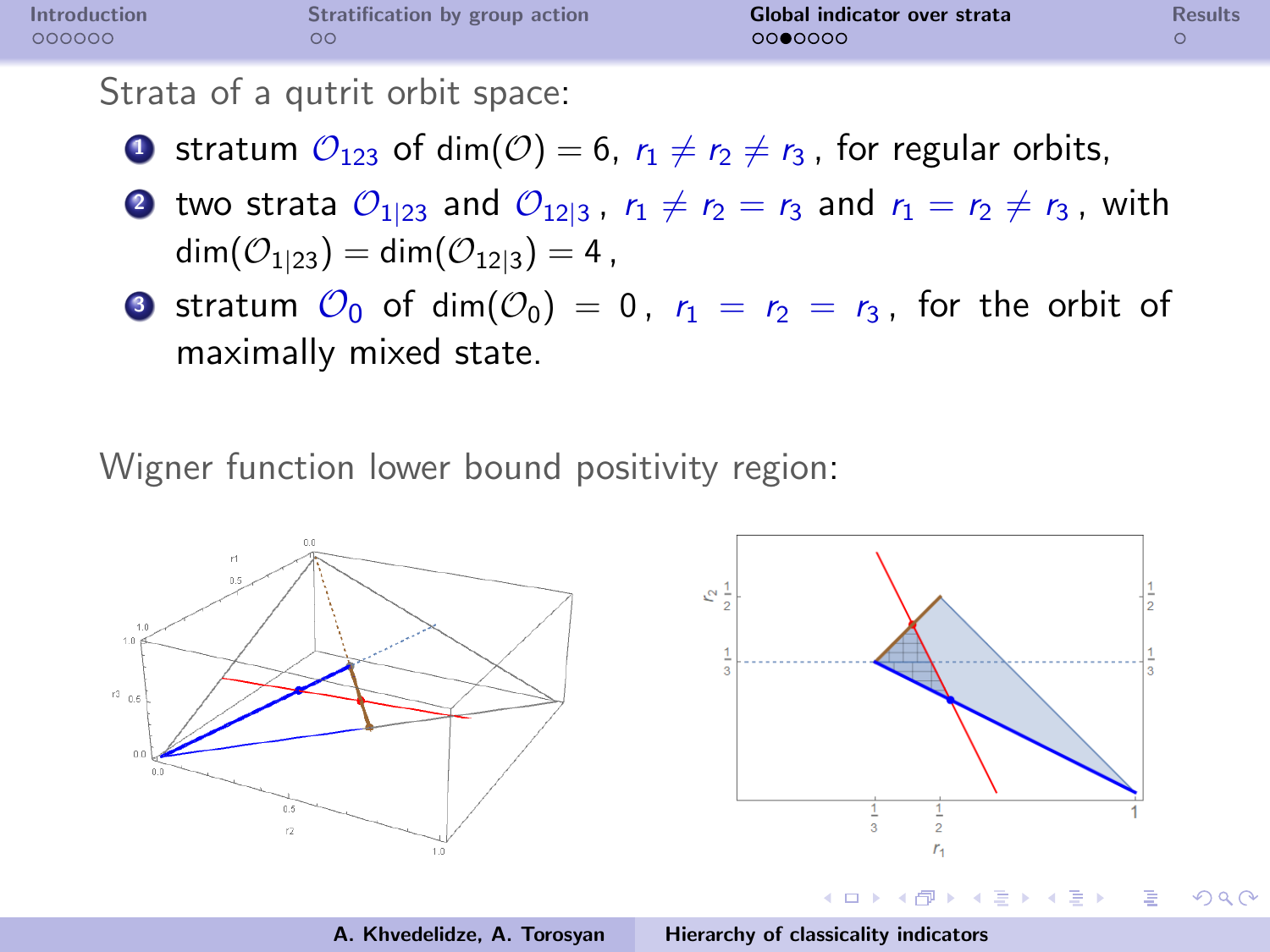Strata of a qutrit orbit space:

1. stratum $\mathcal{O}_{123}$ of $\dim(\mathcal{O}) = 6$, $r_1 \neq r_2 \neq r_3$, for regular orbits,
2. two strata $\mathcal{O}_{1|23}$ and $\mathcal{O}_{12|3}$, $r_1 \neq r_2 = r_3$ and $r_1 = r_2 \neq r_3$, with $\dim(\mathcal{O}_{1|23}) = \dim(\mathcal{O}_{12|3}) = 4$,
3. stratum $\mathcal{O}_0$ of $\dim(\mathcal{O}_0) = 0$, $r_1 = r_2 = r_3$, for the orbit of maximally mixed state.

Wigner function lower bound positivity region:

r1
0.0
0.5
1.0
1.0
r3 0.5
0.0
0.0
0.5
r2
1.0

$r_2$ $\frac{1}{2}$ $\frac{1}{3}$ $\frac{1}{2}$ $\frac{1}{3}$

$\frac{1}{3}$ $\frac{1}{2}$ 1
$r_1$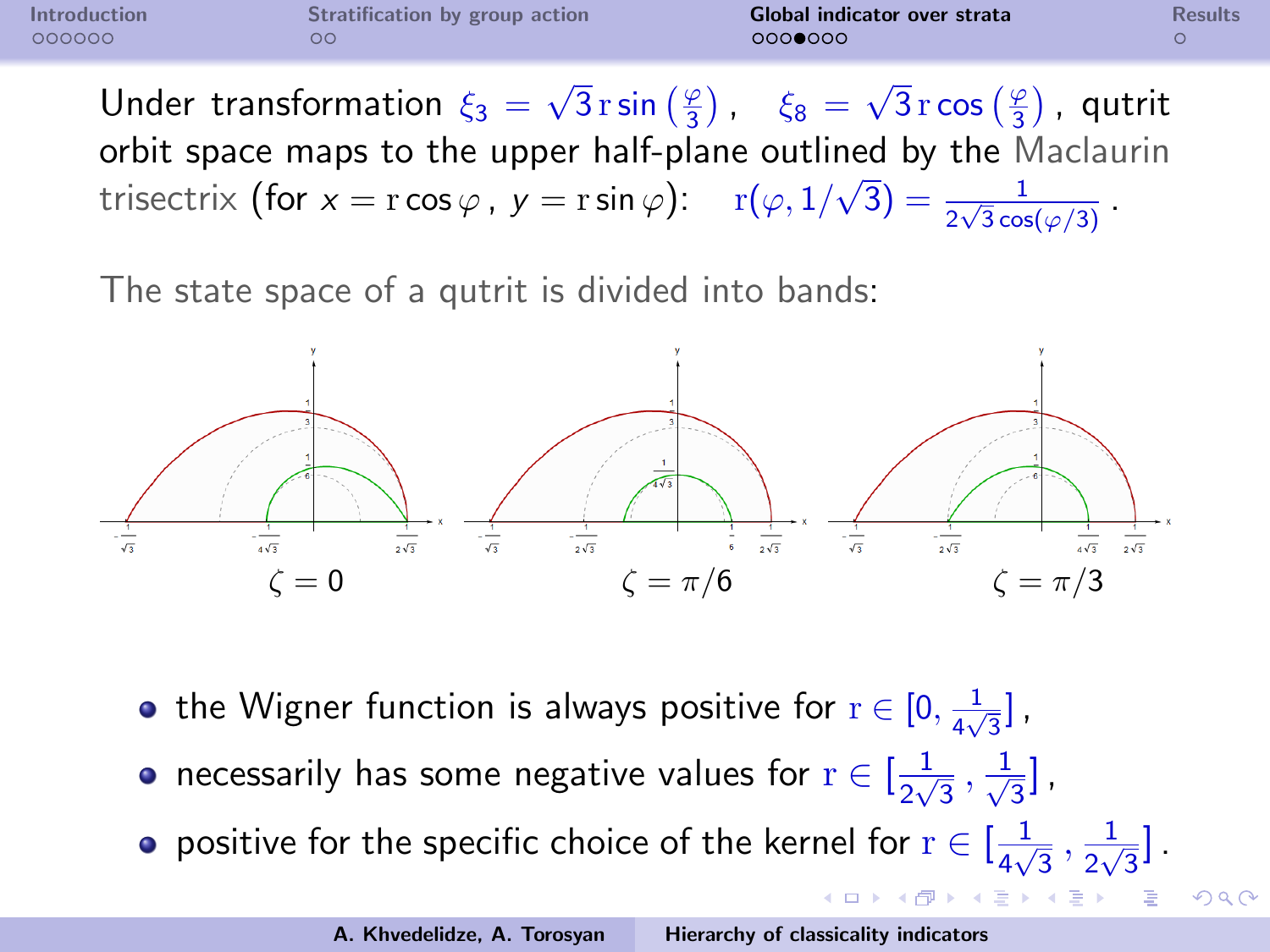Under transformation $\xi_3 = \sqrt{3}\,\mathrm{r}\sin\left(\frac{\varphi}{3}\right)$, $\xi_8 = \sqrt{3}\,\mathrm{r}\cos\left(\frac{\varphi}{3}\right)$, qutrit orbit space maps to the upper half-plane outlined by the Maclaurin trisectrix (for $x = \mathrm{r}\cos\varphi$, $y = \mathrm{r}\sin\varphi$): $\mathrm{r}(\varphi, 1/\sqrt{3}) = \frac{1}{2\sqrt{3}\cos(\varphi/3)}$.

The state space of a qutrit is divided into bands:

y

$\frac{1}{3}$

$\frac{1}{6}$

x

$-\frac{1}{\sqrt{3}}$ $-\frac{1}{4\sqrt{3}}$ $\frac{1}{2\sqrt{3}}$

$\zeta = 0$

y

$\frac{1}{3}$

$\frac{1}{4\sqrt{3}}$

x

$-\frac{1}{\sqrt{3}}$ $-\frac{1}{2\sqrt{3}}$ $\frac{1}{6}$ $\frac{1}{2\sqrt{3}}$

$\zeta = \pi/6$

y

$\frac{1}{3}$

$\frac{1}{6}$

x

$-\frac{1}{\sqrt{3}}$ $-\frac{1}{2\sqrt{3}}$ $\frac{1}{4\sqrt{3}}$ $\frac{1}{2\sqrt{3}}$

$\zeta = \pi/3$

- the Wigner function is always positive for $\mathrm{r} \in [0, \frac{1}{4\sqrt{3}}]$,
- necessarily has some negative values for $\mathrm{r} \in [\frac{1}{2\sqrt{3}}, \frac{1}{\sqrt{3}}]$,
- positive for the specific choice of the kernel for $\mathrm{r} \in [\frac{1}{4\sqrt{3}}, \frac{1}{2\sqrt{3}}]$.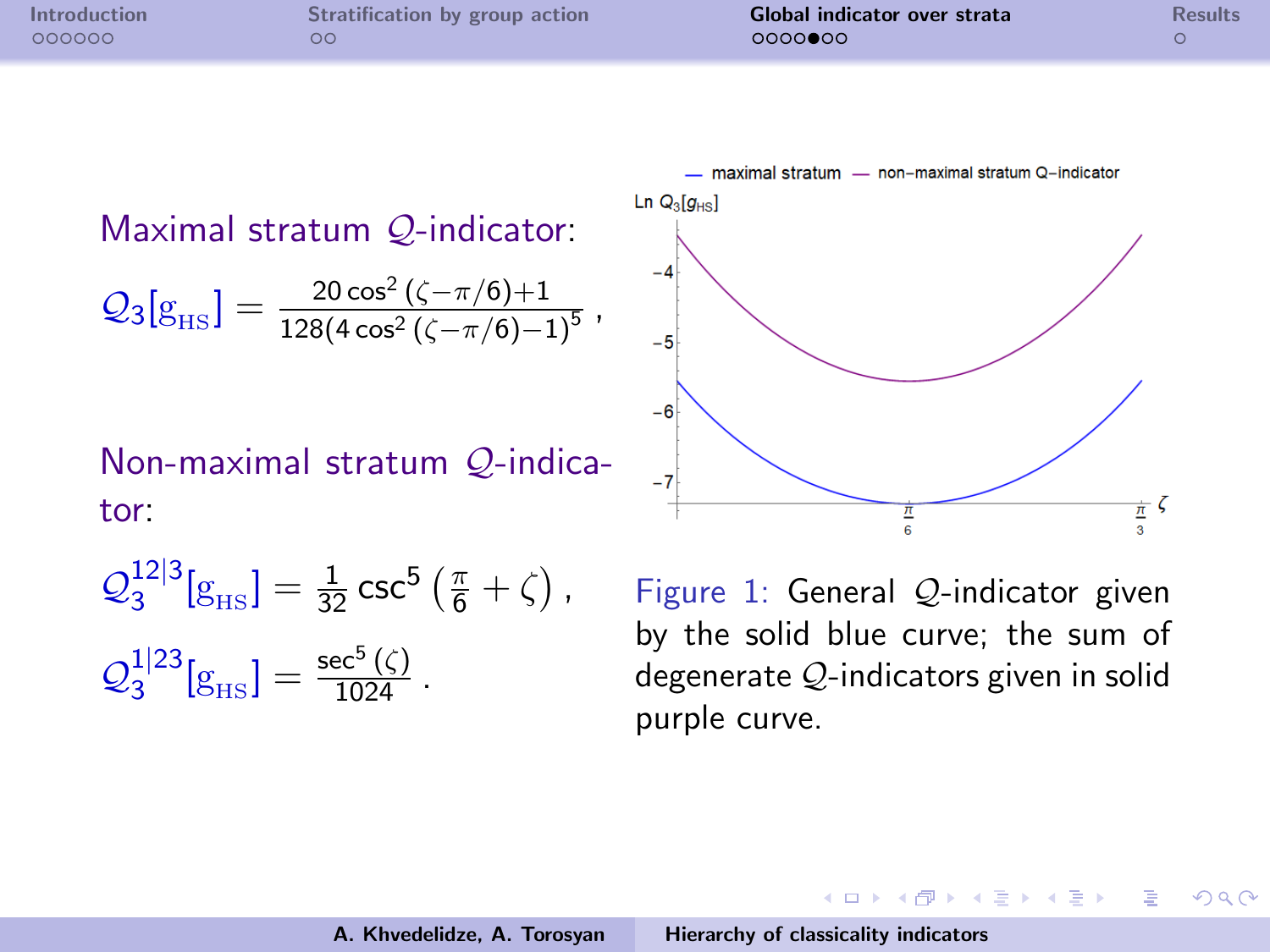Maximal stratum $\mathcal{Q}$-indicator:

$$\mathcal{Q}_3[\mathrm{g}_{\mathrm{HS}}] = \frac{20\cos^2(\zeta - \pi/6) + 1}{128(4\cos^2(\zeta - \pi/6) - 1)^5},$$

Non-maximal stratum $\mathcal{Q}$-indicator:

$$\mathcal{Q}_3^{12|3}[\mathrm{g}_{\mathrm{HS}}] = \frac{1}{32}\csc^5\left(\frac{\pi}{6} + \zeta\right),$$

$$\mathcal{Q}_3^{1|23}[\mathrm{g}_{\mathrm{HS}}] = \frac{\sec^5(\zeta)}{1024}.$$

Figure 1: General $\mathcal{Q}$-indicator given by the solid blue curve; the sum of degenerate $\mathcal{Q}$-indicators given in solid purple curve.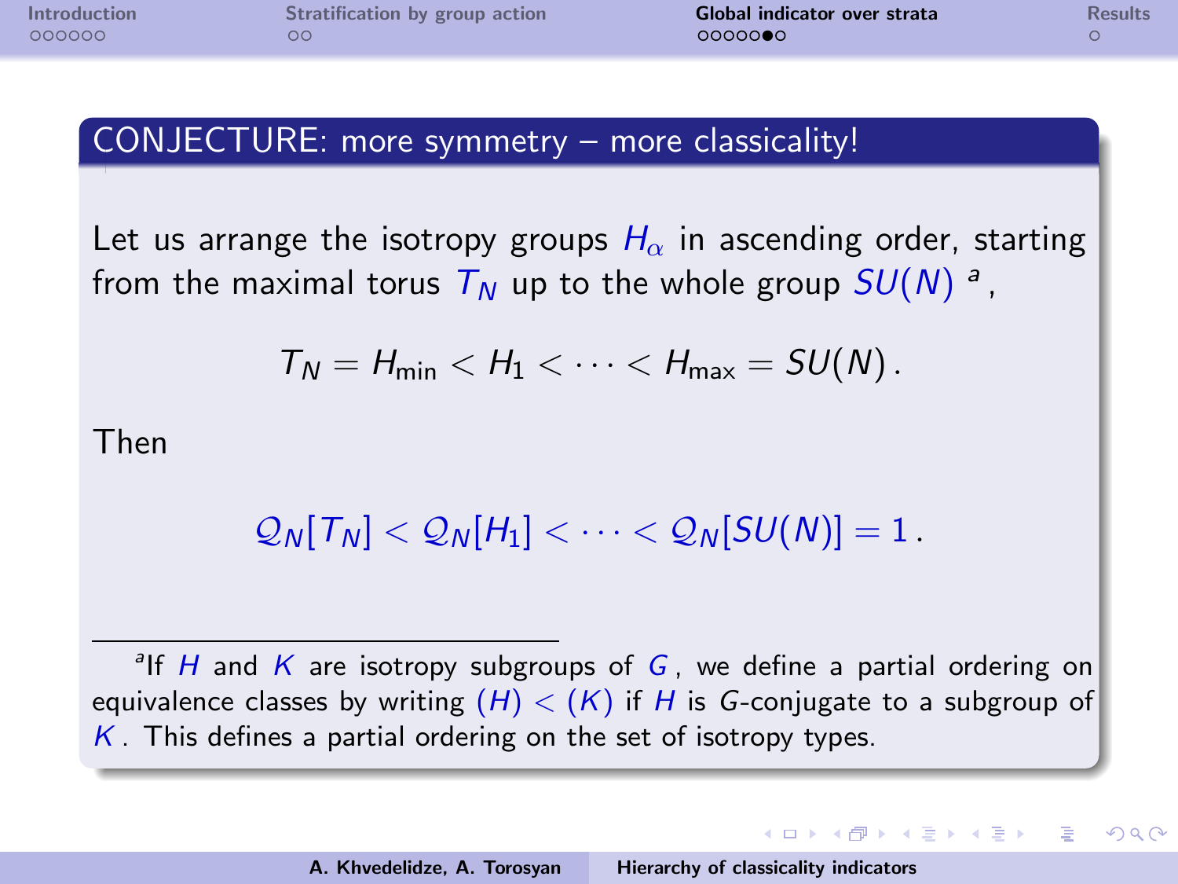## CONJECTURE: more symmetry – more classicality!

Let us arrange the isotropy groups $H_\alpha$ in ascending order, starting from the maximal torus $T_N$ up to the whole group $SU(N)$ [a],

$$T_N = H_{\min} < H_1 < \cdots < H_{\max} = SU(N)\,.$$

Then

$$\mathcal{Q}_N[T_N] < \mathcal{Q}_N[H_1] < \cdots < \mathcal{Q}_N[SU(N)] = 1\,.$$

---

[a] If $H$ and $K$ are isotropy subgroups of $G$, we define a partial ordering on equivalence classes by writing $(H) < (K)$ if $H$ is $G$-conjugate to a subgroup of $K$. This defines a partial ordering on the set of isotropy types.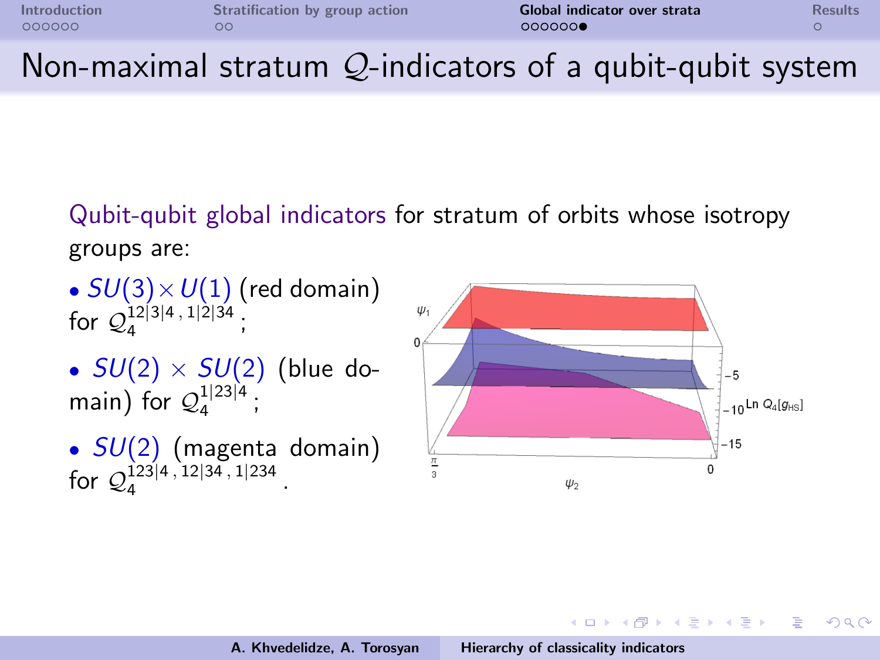# Non-maximal stratum $\mathcal{Q}$-indicators of a qubit-qubit system

Qubit-qubit global indicators for stratum of orbits whose isotropy groups are:

- $SU(3)\times U(1)$ (red domain) for $\mathcal{Q}_4^{12|3|4\,,\,1|2|34}$;
- $SU(2)\times SU(2)$ (blue domain) for $\mathcal{Q}_4^{1|23|4}$;
- $SU(2)$ (magenta domain) for $\mathcal{Q}_4^{123|4\,,\,12|34\,,\,1|234}$.

$\psi_1$
0
$-5$
$-10$ Ln $Q_4[g_{HS}]$
$-15$
$\frac{\pi}{3}$
0
$\psi_2$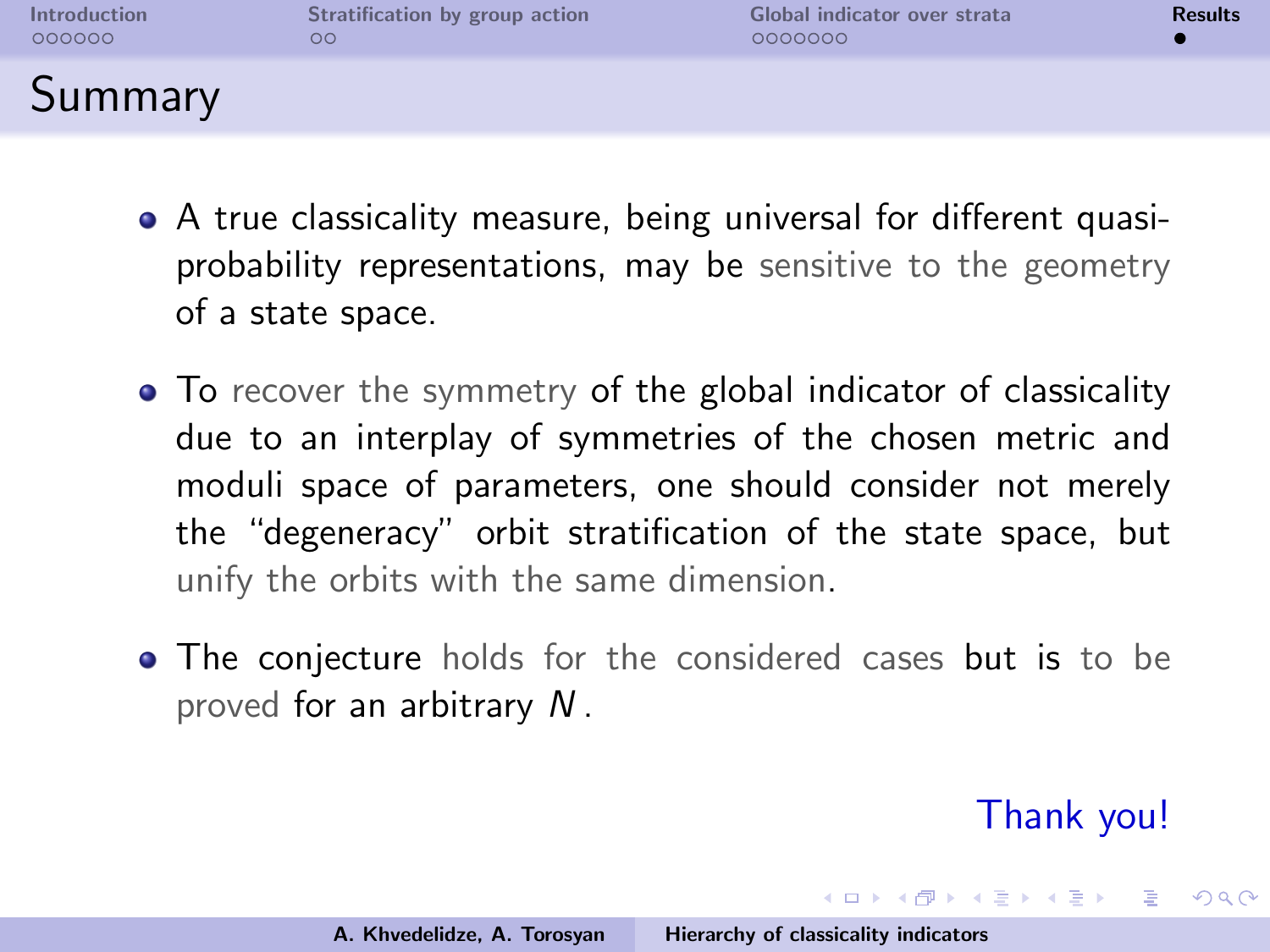# Summary

- A true classicality measure, being universal for different quasi-probability representations, may be sensitive to the geometry of a state space.
- To recover the symmetry of the global indicator of classicality due to an interplay of symmetries of the chosen metric and moduli space of parameters, one should consider not merely the "degeneracy" orbit stratification of the state space, but unify the orbits with the same dimension.
- The conjecture holds for the considered cases but is to be proved for an arbitrary $N$.

Thank you!